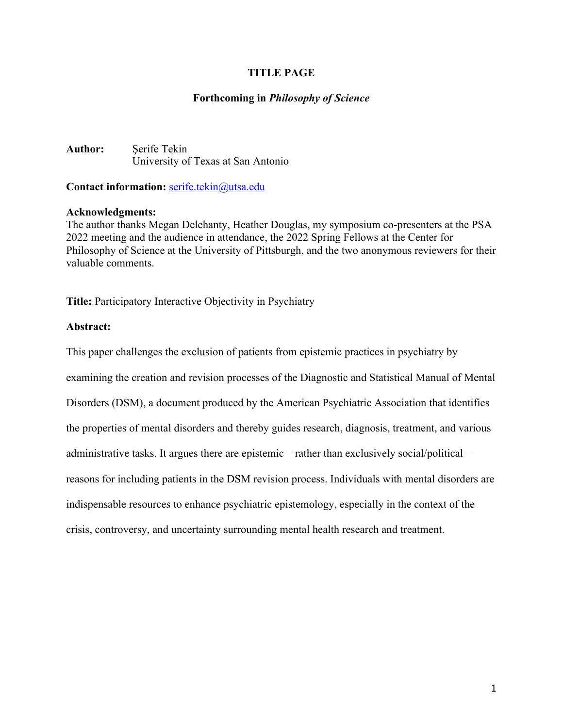**TITLE PAGE**

**Forthcoming in *Philosophy of Science***

**Author:** Şerife Tekin
University of Texas at San Antonio

**Contact information:** serife.tekin@utsa.edu

**Acknowledgments:**
The author thanks Megan Delehanty, Heather Douglas, my symposium co-presenters at the PSA 2022 meeting and the audience in attendance, the 2022 Spring Fellows at the Center for Philosophy of Science at the University of Pittsburgh, and the two anonymous reviewers for their valuable comments.

**Title:** Participatory Interactive Objectivity in Psychiatry

**Abstract:**

This paper challenges the exclusion of patients from epistemic practices in psychiatry by examining the creation and revision processes of the Diagnostic and Statistical Manual of Mental Disorders (DSM), a document produced by the American Psychiatric Association that identifies the properties of mental disorders and thereby guides research, diagnosis, treatment, and various administrative tasks. It argues there are epistemic – rather than exclusively social/political – reasons for including patients in the DSM revision process. Individuals with mental disorders are indispensable resources to enhance psychiatric epistemology, especially in the context of the crisis, controversy, and uncertainty surrounding mental health research and treatment.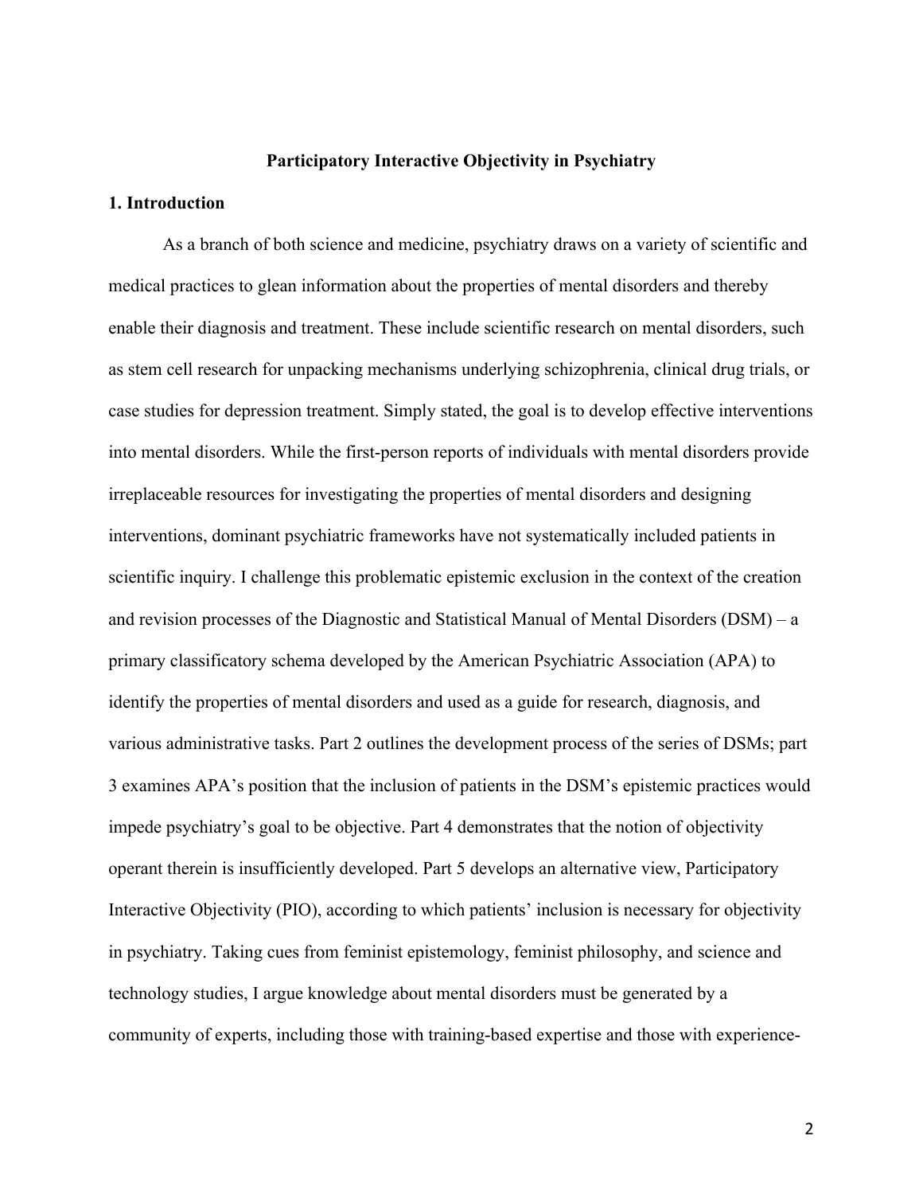**Participatory Interactive Objectivity in Psychiatry**

## 1. Introduction

As a branch of both science and medicine, psychiatry draws on a variety of scientific and medical practices to glean information about the properties of mental disorders and thereby enable their diagnosis and treatment. These include scientific research on mental disorders, such as stem cell research for unpacking mechanisms underlying schizophrenia, clinical drug trials, or case studies for depression treatment. Simply stated, the goal is to develop effective interventions into mental disorders. While the first-person reports of individuals with mental disorders provide irreplaceable resources for investigating the properties of mental disorders and designing interventions, dominant psychiatric frameworks have not systematically included patients in scientific inquiry. I challenge this problematic epistemic exclusion in the context of the creation and revision processes of the Diagnostic and Statistical Manual of Mental Disorders (DSM) – a primary classificatory schema developed by the American Psychiatric Association (APA) to identify the properties of mental disorders and used as a guide for research, diagnosis, and various administrative tasks. Part 2 outlines the development process of the series of DSMs; part 3 examines APA's position that the inclusion of patients in the DSM's epistemic practices would impede psychiatry's goal to be objective. Part 4 demonstrates that the notion of objectivity operant therein is insufficiently developed. Part 5 develops an alternative view, Participatory Interactive Objectivity (PIO), according to which patients' inclusion is necessary for objectivity in psychiatry. Taking cues from feminist epistemology, feminist philosophy, and science and technology studies, I argue knowledge about mental disorders must be generated by a community of experts, including those with training-based expertise and those with experience-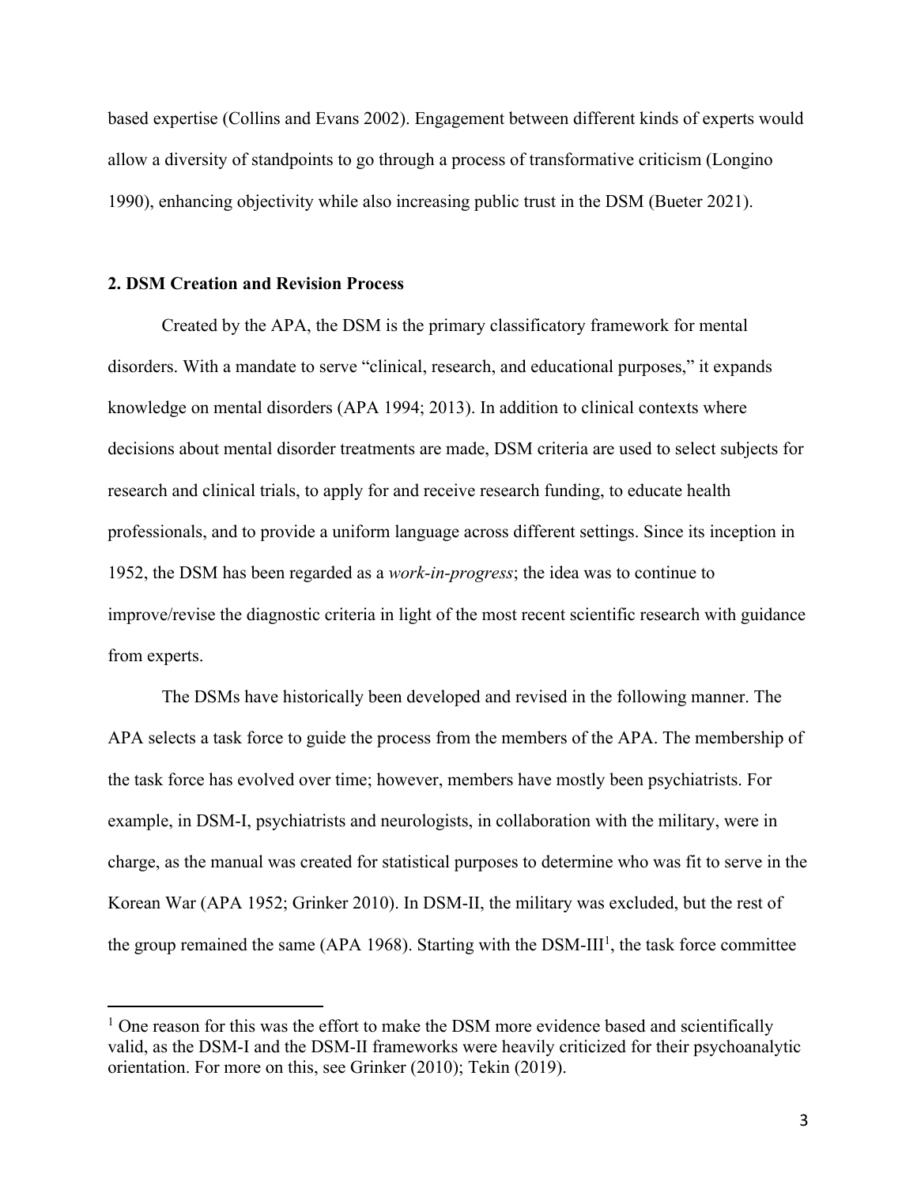based expertise (Collins and Evans 2002). Engagement between different kinds of experts would allow a diversity of standpoints to go through a process of transformative criticism (Longino 1990), enhancing objectivity while also increasing public trust in the DSM (Bueter 2021).

## 2. DSM Creation and Revision Process

Created by the APA, the DSM is the primary classificatory framework for mental disorders. With a mandate to serve "clinical, research, and educational purposes," it expands knowledge on mental disorders (APA 1994; 2013). In addition to clinical contexts where decisions about mental disorder treatments are made, DSM criteria are used to select subjects for research and clinical trials, to apply for and receive research funding, to educate health professionals, and to provide a uniform language across different settings. Since its inception in 1952, the DSM has been regarded as a *work-in-progress*; the idea was to continue to improve/revise the diagnostic criteria in light of the most recent scientific research with guidance from experts.

The DSMs have historically been developed and revised in the following manner. The APA selects a task force to guide the process from the members of the APA. The membership of the task force has evolved over time; however, members have mostly been psychiatrists. For example, in DSM-I, psychiatrists and neurologists, in collaboration with the military, were in charge, as the manual was created for statistical purposes to determine who was fit to serve in the Korean War (APA 1952; Grinker 2010). In DSM-II, the military was excluded, but the rest of the group remained the same (APA 1968). Starting with the DSM-III[1], the task force committee

[1] One reason for this was the effort to make the DSM more evidence based and scientifically valid, as the DSM-I and the DSM-II frameworks were heavily criticized for their psychoanalytic orientation. For more on this, see Grinker (2010); Tekin (2019).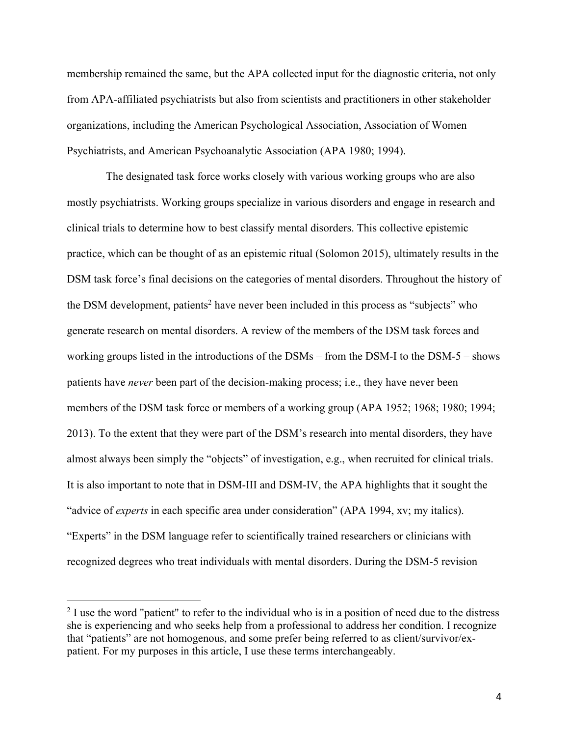membership remained the same, but the APA collected input for the diagnostic criteria, not only from APA-affiliated psychiatrists but also from scientists and practitioners in other stakeholder organizations, including the American Psychological Association, Association of Women Psychiatrists, and American Psychoanalytic Association (APA 1980; 1994).

The designated task force works closely with various working groups who are also mostly psychiatrists. Working groups specialize in various disorders and engage in research and clinical trials to determine how to best classify mental disorders. This collective epistemic practice, which can be thought of as an epistemic ritual (Solomon 2015), ultimately results in the DSM task force's final decisions on the categories of mental disorders. Throughout the history of the DSM development, patients[2] have never been included in this process as "subjects" who generate research on mental disorders. A review of the members of the DSM task forces and working groups listed in the introductions of the DSMs – from the DSM-I to the DSM-5 – shows patients have *never* been part of the decision-making process; i.e., they have never been members of the DSM task force or members of a working group (APA 1952; 1968; 1980; 1994; 2013). To the extent that they were part of the DSM's research into mental disorders, they have almost always been simply the "objects" of investigation, e.g., when recruited for clinical trials. It is also important to note that in DSM-III and DSM-IV, the APA highlights that it sought the "advice of *experts* in each specific area under consideration" (APA 1994, xv; my italics). "Experts" in the DSM language refer to scientifically trained researchers or clinicians with recognized degrees who treat individuals with mental disorders. During the DSM-5 revision

[2] I use the word "patient" to refer to the individual who is in a position of need due to the distress she is experiencing and who seeks help from a professional to address her condition. I recognize that "patients" are not homogenous, and some prefer being referred to as client/survivor/ex-patient. For my purposes in this article, I use these terms interchangeably.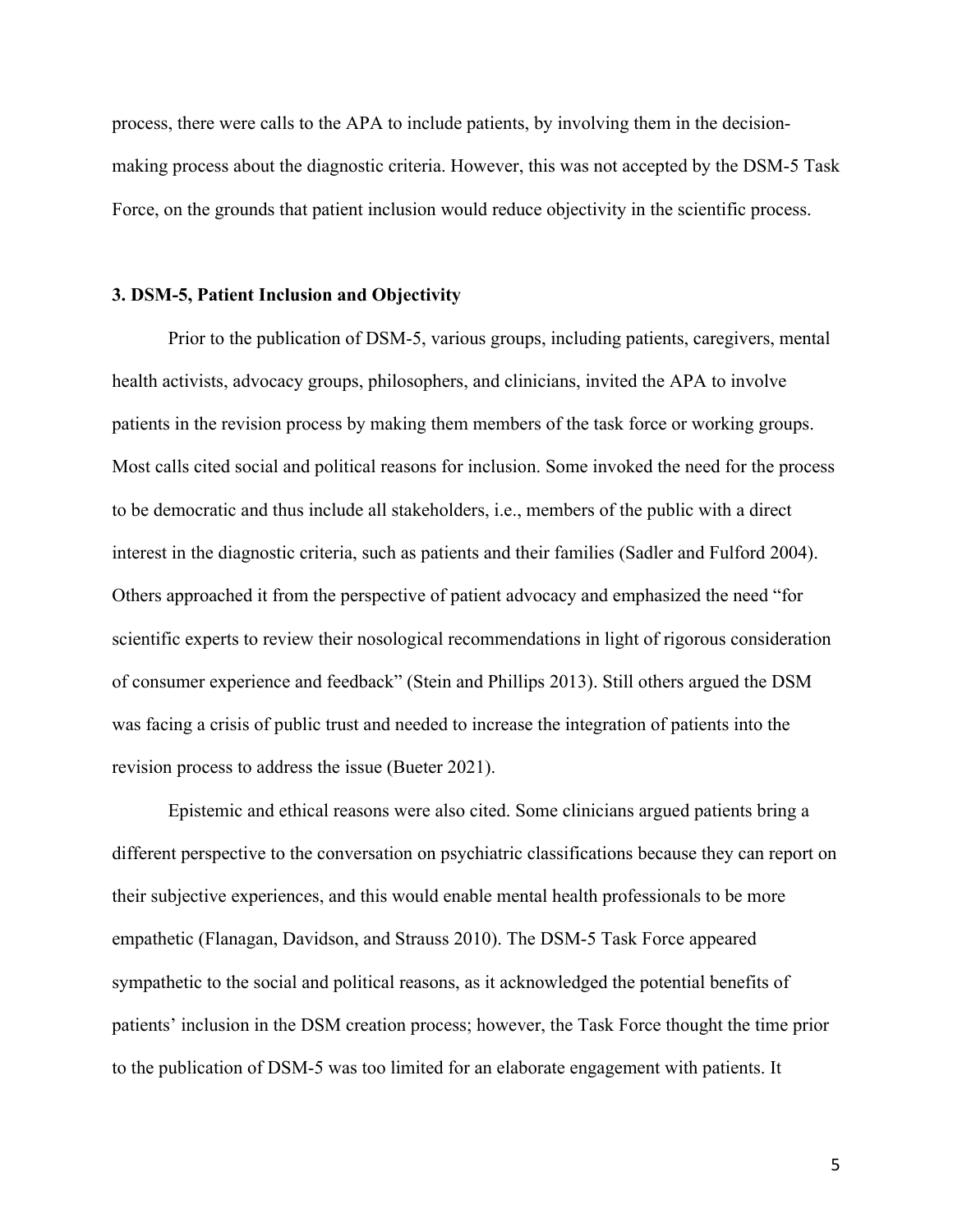process, there were calls to the APA to include patients, by involving them in the decision-making process about the diagnostic criteria. However, this was not accepted by the DSM-5 Task Force, on the grounds that patient inclusion would reduce objectivity in the scientific process.

### 3. DSM-5, Patient Inclusion and Objectivity

Prior to the publication of DSM-5, various groups, including patients, caregivers, mental health activists, advocacy groups, philosophers, and clinicians, invited the APA to involve patients in the revision process by making them members of the task force or working groups. Most calls cited social and political reasons for inclusion. Some invoked the need for the process to be democratic and thus include all stakeholders, i.e., members of the public with a direct interest in the diagnostic criteria, such as patients and their families (Sadler and Fulford 2004). Others approached it from the perspective of patient advocacy and emphasized the need "for scientific experts to review their nosological recommendations in light of rigorous consideration of consumer experience and feedback" (Stein and Phillips 2013). Still others argued the DSM was facing a crisis of public trust and needed to increase the integration of patients into the revision process to address the issue (Bueter 2021).

Epistemic and ethical reasons were also cited. Some clinicians argued patients bring a different perspective to the conversation on psychiatric classifications because they can report on their subjective experiences, and this would enable mental health professionals to be more empathetic (Flanagan, Davidson, and Strauss 2010). The DSM-5 Task Force appeared sympathetic to the social and political reasons, as it acknowledged the potential benefits of patients' inclusion in the DSM creation process; however, the Task Force thought the time prior to the publication of DSM-5 was too limited for an elaborate engagement with patients. It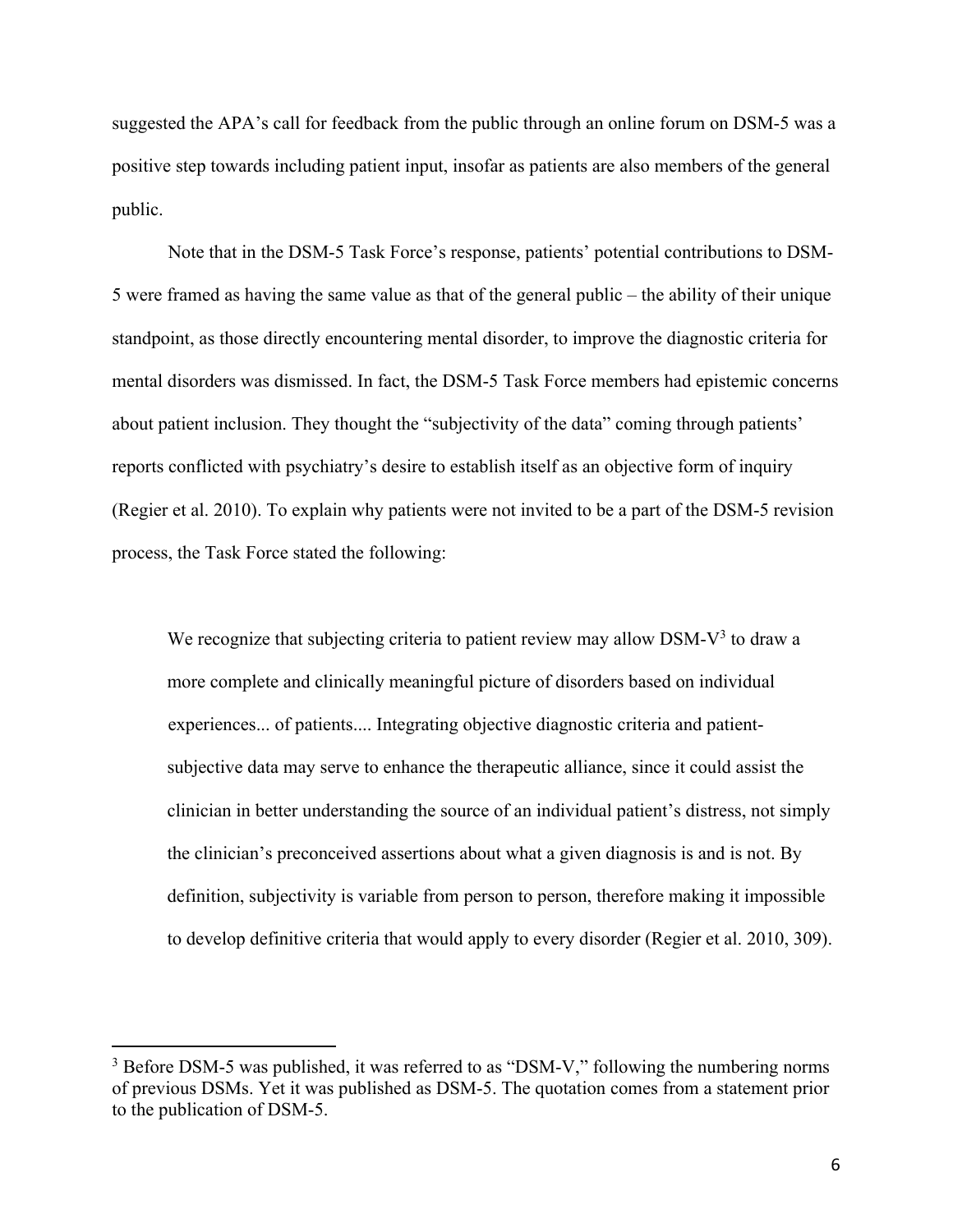suggested the APA's call for feedback from the public through an online forum on DSM-5 was a positive step towards including patient input, insofar as patients are also members of the general public.

Note that in the DSM-5 Task Force's response, patients' potential contributions to DSM-5 were framed as having the same value as that of the general public – the ability of their unique standpoint, as those directly encountering mental disorder, to improve the diagnostic criteria for mental disorders was dismissed. In fact, the DSM-5 Task Force members had epistemic concerns about patient inclusion. They thought the "subjectivity of the data" coming through patients' reports conflicted with psychiatry's desire to establish itself as an objective form of inquiry (Regier et al. 2010). To explain why patients were not invited to be a part of the DSM-5 revision process, the Task Force stated the following:

> We recognize that subjecting criteria to patient review may allow DSM-V[3] to draw a more complete and clinically meaningful picture of disorders based on individual experiences... of patients.... Integrating objective diagnostic criteria and patient-subjective data may serve to enhance the therapeutic alliance, since it could assist the clinician in better understanding the source of an individual patient's distress, not simply the clinician's preconceived assertions about what a given diagnosis is and is not. By definition, subjectivity is variable from person to person, therefore making it impossible to develop definitive criteria that would apply to every disorder (Regier et al. 2010, 309).

[3] Before DSM-5 was published, it was referred to as "DSM-V," following the numbering norms of previous DSMs. Yet it was published as DSM-5. The quotation comes from a statement prior to the publication of DSM-5.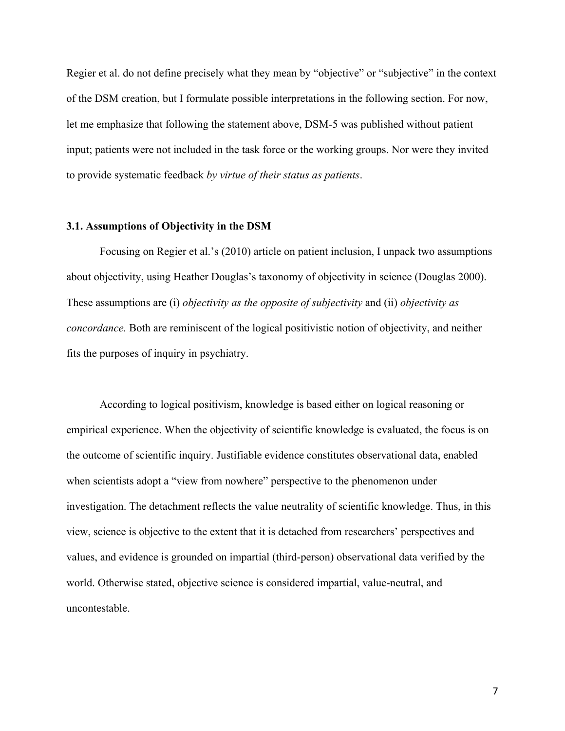Regier et al. do not define precisely what they mean by "objective" or "subjective" in the context of the DSM creation, but I formulate possible interpretations in the following section. For now, let me emphasize that following the statement above, DSM-5 was published without patient input; patients were not included in the task force or the working groups. Nor were they invited to provide systematic feedback *by virtue of their status as patients*.

### 3.1. Assumptions of Objectivity in the DSM

Focusing on Regier et al.'s (2010) article on patient inclusion, I unpack two assumptions about objectivity, using Heather Douglas's taxonomy of objectivity in science (Douglas 2000). These assumptions are (i) *objectivity as the opposite of subjectivity* and (ii) *objectivity as concordance.* Both are reminiscent of the logical positivistic notion of objectivity, and neither fits the purposes of inquiry in psychiatry.

According to logical positivism, knowledge is based either on logical reasoning or empirical experience. When the objectivity of scientific knowledge is evaluated, the focus is on the outcome of scientific inquiry. Justifiable evidence constitutes observational data, enabled when scientists adopt a "view from nowhere" perspective to the phenomenon under investigation. The detachment reflects the value neutrality of scientific knowledge. Thus, in this view, science is objective to the extent that it is detached from researchers' perspectives and values, and evidence is grounded on impartial (third-person) observational data verified by the world. Otherwise stated, objective science is considered impartial, value-neutral, and uncontestable.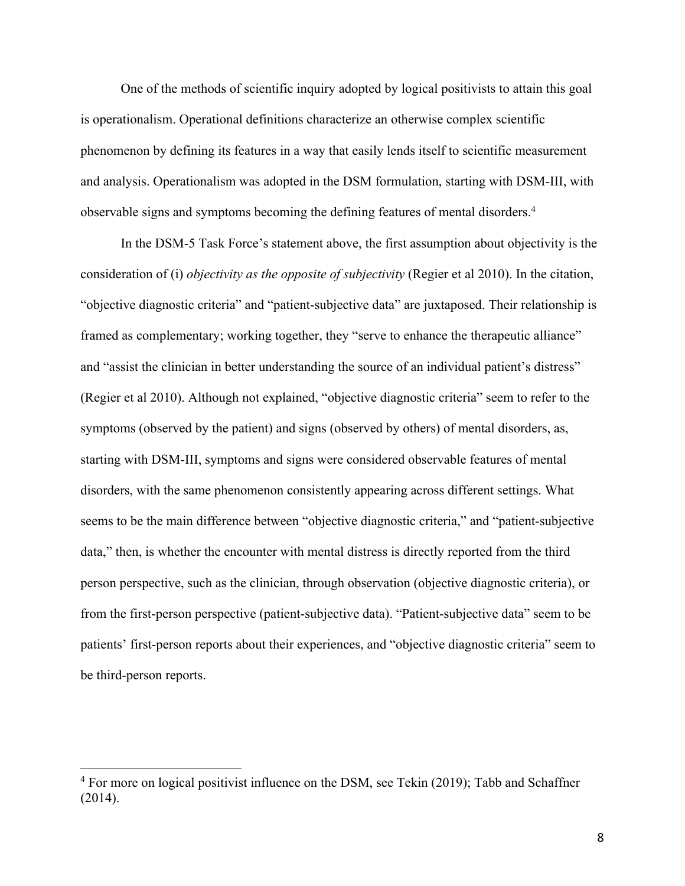One of the methods of scientific inquiry adopted by logical positivists to attain this goal is operationalism. Operational definitions characterize an otherwise complex scientific phenomenon by defining its features in a way that easily lends itself to scientific measurement and analysis. Operationalism was adopted in the DSM formulation, starting with DSM-III, with observable signs and symptoms becoming the defining features of mental disorders.[4]

In the DSM-5 Task Force's statement above, the first assumption about objectivity is the consideration of (i) *objectivity as the opposite of subjectivity* (Regier et al 2010). In the citation, "objective diagnostic criteria" and "patient-subjective data" are juxtaposed. Their relationship is framed as complementary; working together, they "serve to enhance the therapeutic alliance" and "assist the clinician in better understanding the source of an individual patient's distress" (Regier et al 2010). Although not explained, "objective diagnostic criteria" seem to refer to the symptoms (observed by the patient) and signs (observed by others) of mental disorders, as, starting with DSM-III, symptoms and signs were considered observable features of mental disorders, with the same phenomenon consistently appearing across different settings. What seems to be the main difference between "objective diagnostic criteria," and "patient-subjective data," then, is whether the encounter with mental distress is directly reported from the third person perspective, such as the clinician, through observation (objective diagnostic criteria), or from the first-person perspective (patient-subjective data). "Patient-subjective data" seem to be patients' first-person reports about their experiences, and "objective diagnostic criteria" seem to be third-person reports.

---

[4] For more on logical positivist influence on the DSM, see Tekin (2019); Tabb and Schaffner (2014).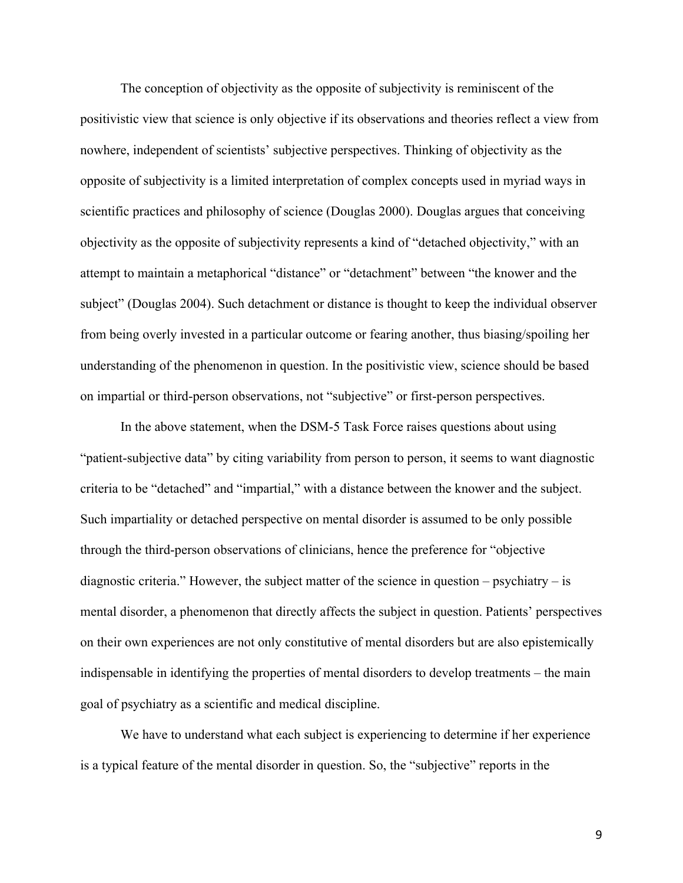The conception of objectivity as the opposite of subjectivity is reminiscent of the positivistic view that science is only objective if its observations and theories reflect a view from nowhere, independent of scientists' subjective perspectives. Thinking of objectivity as the opposite of subjectivity is a limited interpretation of complex concepts used in myriad ways in scientific practices and philosophy of science (Douglas 2000). Douglas argues that conceiving objectivity as the opposite of subjectivity represents a kind of "detached objectivity," with an attempt to maintain a metaphorical "distance" or "detachment" between "the knower and the subject" (Douglas 2004). Such detachment or distance is thought to keep the individual observer from being overly invested in a particular outcome or fearing another, thus biasing/spoiling her understanding of the phenomenon in question. In the positivistic view, science should be based on impartial or third-person observations, not "subjective" or first-person perspectives.

In the above statement, when the DSM-5 Task Force raises questions about using "patient-subjective data" by citing variability from person to person, it seems to want diagnostic criteria to be "detached" and "impartial," with a distance between the knower and the subject. Such impartiality or detached perspective on mental disorder is assumed to be only possible through the third-person observations of clinicians, hence the preference for "objective diagnostic criteria." However, the subject matter of the science in question – psychiatry – is mental disorder, a phenomenon that directly affects the subject in question. Patients' perspectives on their own experiences are not only constitutive of mental disorders but are also epistemically indispensable in identifying the properties of mental disorders to develop treatments – the main goal of psychiatry as a scientific and medical discipline.

We have to understand what each subject is experiencing to determine if her experience is a typical feature of the mental disorder in question. So, the "subjective" reports in the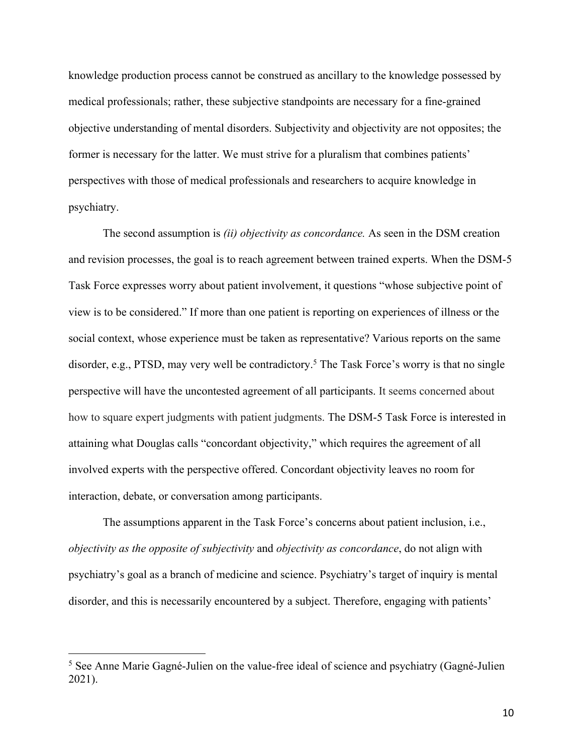knowledge production process cannot be construed as ancillary to the knowledge possessed by medical professionals; rather, these subjective standpoints are necessary for a fine-grained objective understanding of mental disorders. Subjectivity and objectivity are not opposites; the former is necessary for the latter. We must strive for a pluralism that combines patients' perspectives with those of medical professionals and researchers to acquire knowledge in psychiatry.

The second assumption is *(ii) objectivity as concordance.* As seen in the DSM creation and revision processes, the goal is to reach agreement between trained experts. When the DSM-5 Task Force expresses worry about patient involvement, it questions "whose subjective point of view is to be considered." If more than one patient is reporting on experiences of illness or the social context, whose experience must be taken as representative? Various reports on the same disorder, e.g., PTSD, may very well be contradictory.[5] The Task Force's worry is that no single perspective will have the uncontested agreement of all participants. It seems concerned about how to square expert judgments with patient judgments. The DSM-5 Task Force is interested in attaining what Douglas calls "concordant objectivity," which requires the agreement of all involved experts with the perspective offered. Concordant objectivity leaves no room for interaction, debate, or conversation among participants.

The assumptions apparent in the Task Force's concerns about patient inclusion, i.e., *objectivity as the opposite of subjectivity* and *objectivity as concordance*, do not align with psychiatry's goal as a branch of medicine and science. Psychiatry's target of inquiry is mental disorder, and this is necessarily encountered by a subject. Therefore, engaging with patients'

---

[5] See Anne Marie Gagné-Julien on the value-free ideal of science and psychiatry (Gagné-Julien 2021).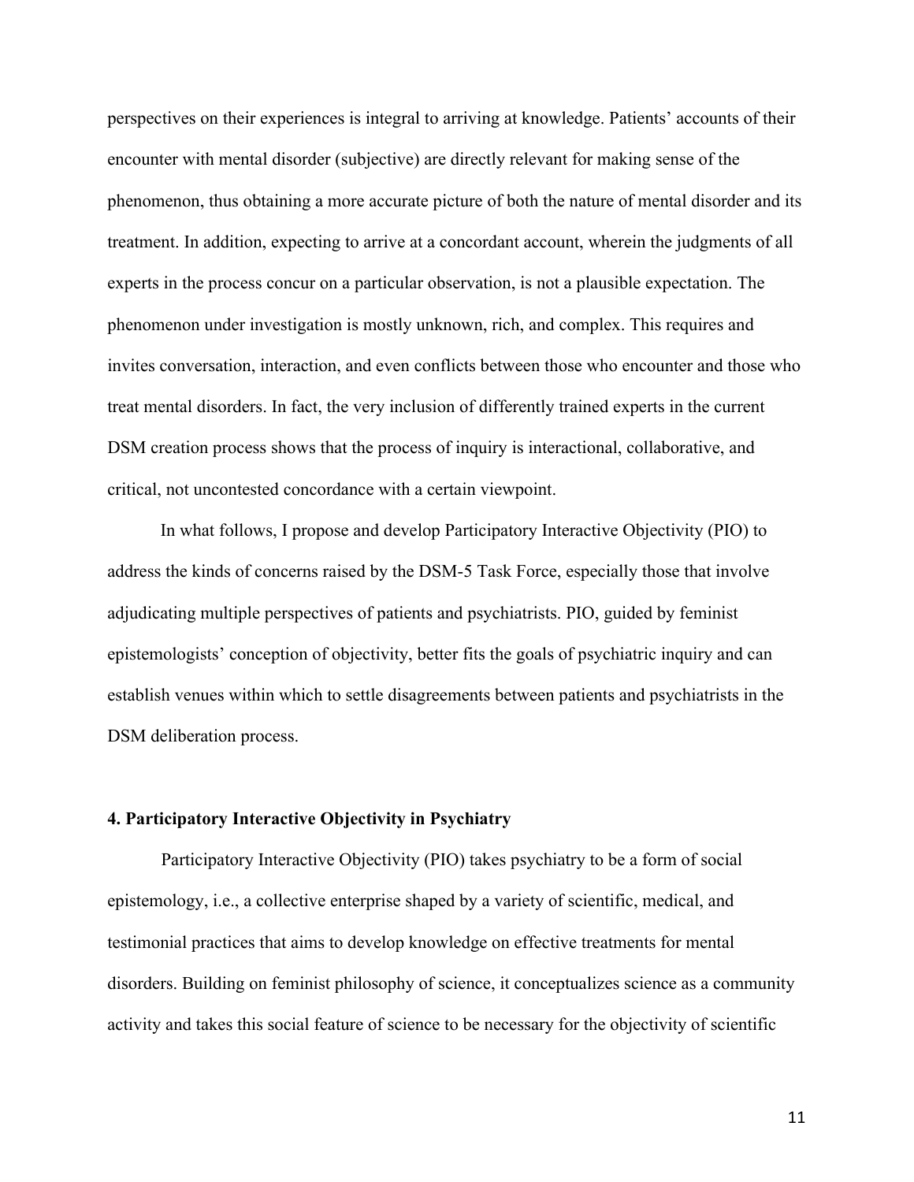perspectives on their experiences is integral to arriving at knowledge. Patients' accounts of their encounter with mental disorder (subjective) are directly relevant for making sense of the phenomenon, thus obtaining a more accurate picture of both the nature of mental disorder and its treatment. In addition, expecting to arrive at a concordant account, wherein the judgments of all experts in the process concur on a particular observation, is not a plausible expectation. The phenomenon under investigation is mostly unknown, rich, and complex. This requires and invites conversation, interaction, and even conflicts between those who encounter and those who treat mental disorders. In fact, the very inclusion of differently trained experts in the current DSM creation process shows that the process of inquiry is interactional, collaborative, and critical, not uncontested concordance with a certain viewpoint.

In what follows, I propose and develop Participatory Interactive Objectivity (PIO) to address the kinds of concerns raised by the DSM-5 Task Force, especially those that involve adjudicating multiple perspectives of patients and psychiatrists. PIO, guided by feminist epistemologists' conception of objectivity, better fits the goals of psychiatric inquiry and can establish venues within which to settle disagreements between patients and psychiatrists in the DSM deliberation process.

## 4. Participatory Interactive Objectivity in Psychiatry

Participatory Interactive Objectivity (PIO) takes psychiatry to be a form of social epistemology, i.e., a collective enterprise shaped by a variety of scientific, medical, and testimonial practices that aims to develop knowledge on effective treatments for mental disorders. Building on feminist philosophy of science, it conceptualizes science as a community activity and takes this social feature of science to be necessary for the objectivity of scientific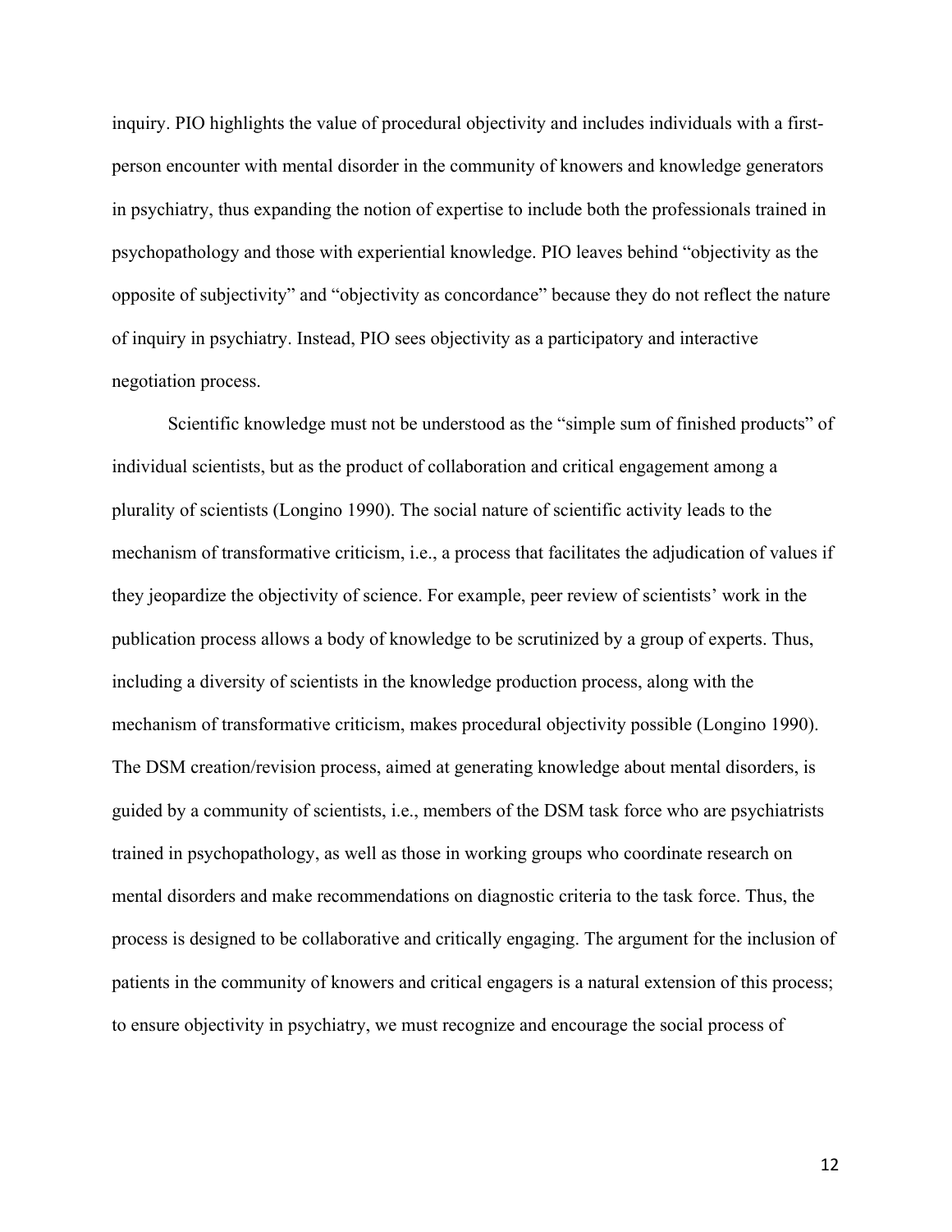inquiry. PIO highlights the value of procedural objectivity and includes individuals with a first-person encounter with mental disorder in the community of knowers and knowledge generators in psychiatry, thus expanding the notion of expertise to include both the professionals trained in psychopathology and those with experiential knowledge. PIO leaves behind "objectivity as the opposite of subjectivity" and "objectivity as concordance" because they do not reflect the nature of inquiry in psychiatry. Instead, PIO sees objectivity as a participatory and interactive negotiation process.

Scientific knowledge must not be understood as the "simple sum of finished products" of individual scientists, but as the product of collaboration and critical engagement among a plurality of scientists (Longino 1990). The social nature of scientific activity leads to the mechanism of transformative criticism, i.e., a process that facilitates the adjudication of values if they jeopardize the objectivity of science. For example, peer review of scientists' work in the publication process allows a body of knowledge to be scrutinized by a group of experts. Thus, including a diversity of scientists in the knowledge production process, along with the mechanism of transformative criticism, makes procedural objectivity possible (Longino 1990). The DSM creation/revision process, aimed at generating knowledge about mental disorders, is guided by a community of scientists, i.e., members of the DSM task force who are psychiatrists trained in psychopathology, as well as those in working groups who coordinate research on mental disorders and make recommendations on diagnostic criteria to the task force. Thus, the process is designed to be collaborative and critically engaging. The argument for the inclusion of patients in the community of knowers and critical engagers is a natural extension of this process; to ensure objectivity in psychiatry, we must recognize and encourage the social process of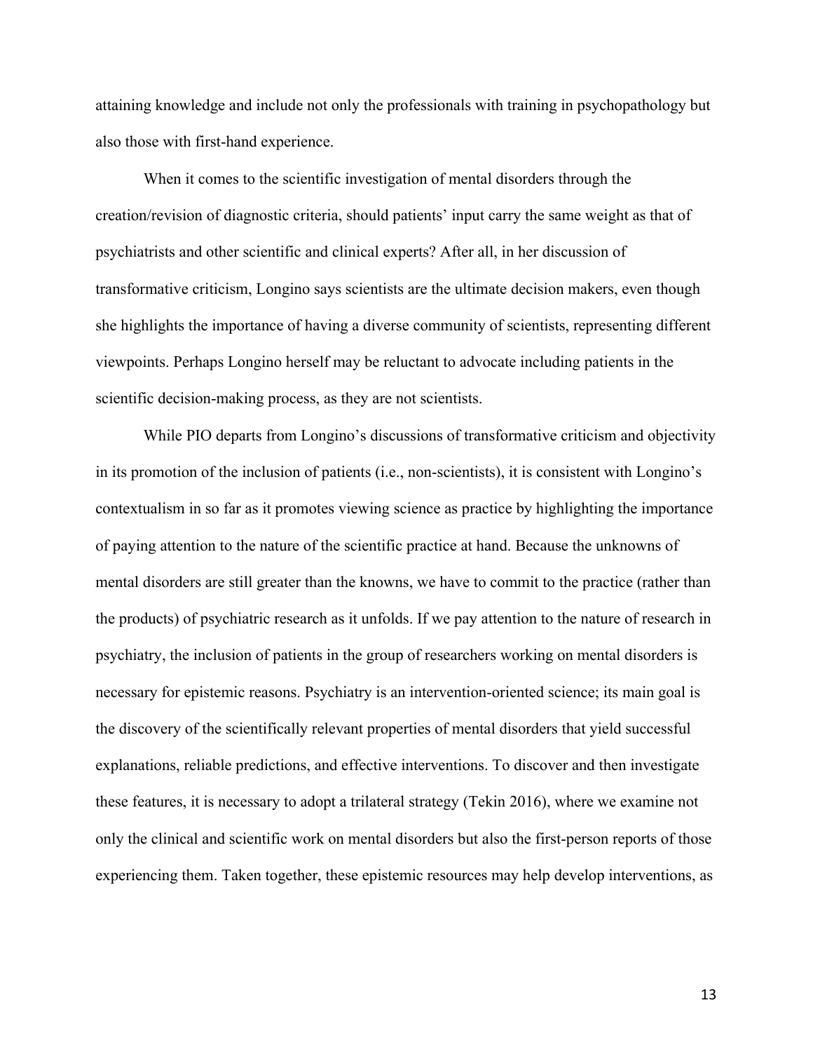attaining knowledge and include not only the professionals with training in psychopathology but also those with first-hand experience.

When it comes to the scientific investigation of mental disorders through the creation/revision of diagnostic criteria, should patients' input carry the same weight as that of psychiatrists and other scientific and clinical experts? After all, in her discussion of transformative criticism, Longino says scientists are the ultimate decision makers, even though she highlights the importance of having a diverse community of scientists, representing different viewpoints. Perhaps Longino herself may be reluctant to advocate including patients in the scientific decision-making process, as they are not scientists.

While PIO departs from Longino's discussions of transformative criticism and objectivity in its promotion of the inclusion of patients (i.e., non-scientists), it is consistent with Longino's contextualism in so far as it promotes viewing science as practice by highlighting the importance of paying attention to the nature of the scientific practice at hand. Because the unknowns of mental disorders are still greater than the knowns, we have to commit to the practice (rather than the products) of psychiatric research as it unfolds. If we pay attention to the nature of research in psychiatry, the inclusion of patients in the group of researchers working on mental disorders is necessary for epistemic reasons. Psychiatry is an intervention-oriented science; its main goal is the discovery of the scientifically relevant properties of mental disorders that yield successful explanations, reliable predictions, and effective interventions. To discover and then investigate these features, it is necessary to adopt a trilateral strategy (Tekin 2016), where we examine not only the clinical and scientific work on mental disorders but also the first-person reports of those experiencing them. Taken together, these epistemic resources may help develop interventions, as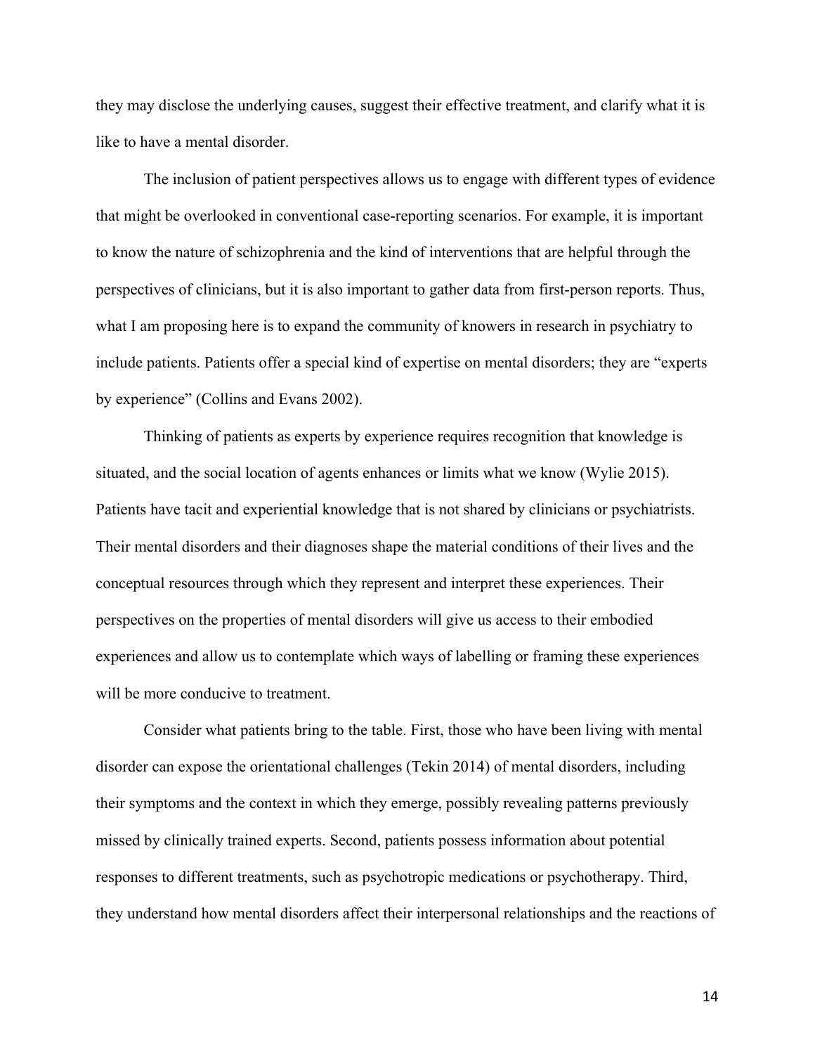they may disclose the underlying causes, suggest their effective treatment, and clarify what it is like to have a mental disorder.

The inclusion of patient perspectives allows us to engage with different types of evidence that might be overlooked in conventional case-reporting scenarios. For example, it is important to know the nature of schizophrenia and the kind of interventions that are helpful through the perspectives of clinicians, but it is also important to gather data from first-person reports. Thus, what I am proposing here is to expand the community of knowers in research in psychiatry to include patients. Patients offer a special kind of expertise on mental disorders; they are "experts by experience" (Collins and Evans 2002).

Thinking of patients as experts by experience requires recognition that knowledge is situated, and the social location of agents enhances or limits what we know (Wylie 2015). Patients have tacit and experiential knowledge that is not shared by clinicians or psychiatrists. Their mental disorders and their diagnoses shape the material conditions of their lives and the conceptual resources through which they represent and interpret these experiences. Their perspectives on the properties of mental disorders will give us access to their embodied experiences and allow us to contemplate which ways of labelling or framing these experiences will be more conducive to treatment.

Consider what patients bring to the table. First, those who have been living with mental disorder can expose the orientational challenges (Tekin 2014) of mental disorders, including their symptoms and the context in which they emerge, possibly revealing patterns previously missed by clinically trained experts. Second, patients possess information about potential responses to different treatments, such as psychotropic medications or psychotherapy. Third, they understand how mental disorders affect their interpersonal relationships and the reactions of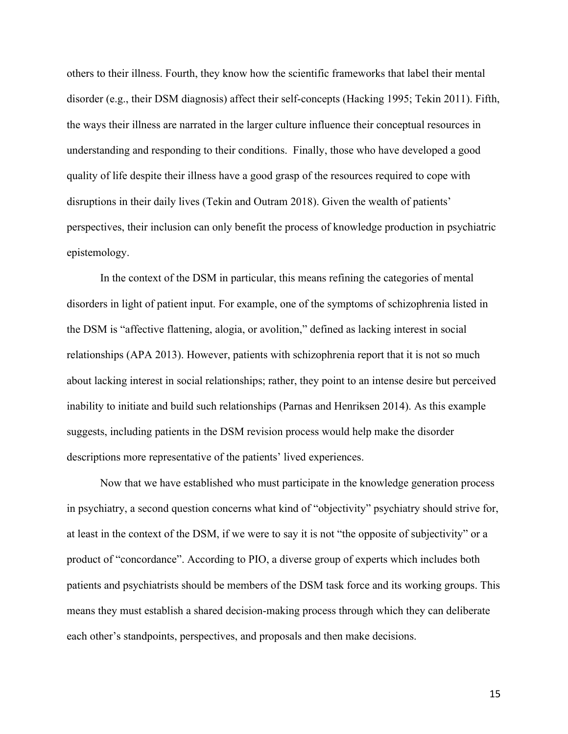others to their illness. Fourth, they know how the scientific frameworks that label their mental disorder (e.g., their DSM diagnosis) affect their self-concepts (Hacking 1995; Tekin 2011). Fifth, the ways their illness are narrated in the larger culture influence their conceptual resources in understanding and responding to their conditions. Finally, those who have developed a good quality of life despite their illness have a good grasp of the resources required to cope with disruptions in their daily lives (Tekin and Outram 2018). Given the wealth of patients' perspectives, their inclusion can only benefit the process of knowledge production in psychiatric epistemology.

In the context of the DSM in particular, this means refining the categories of mental disorders in light of patient input. For example, one of the symptoms of schizophrenia listed in the DSM is "affective flattening, alogia, or avolition," defined as lacking interest in social relationships (APA 2013). However, patients with schizophrenia report that it is not so much about lacking interest in social relationships; rather, they point to an intense desire but perceived inability to initiate and build such relationships (Parnas and Henriksen 2014). As this example suggests, including patients in the DSM revision process would help make the disorder descriptions more representative of the patients' lived experiences.

Now that we have established who must participate in the knowledge generation process in psychiatry, a second question concerns what kind of "objectivity" psychiatry should strive for, at least in the context of the DSM, if we were to say it is not "the opposite of subjectivity" or a product of "concordance". According to PIO, a diverse group of experts which includes both patients and psychiatrists should be members of the DSM task force and its working groups. This means they must establish a shared decision-making process through which they can deliberate each other's standpoints, perspectives, and proposals and then make decisions.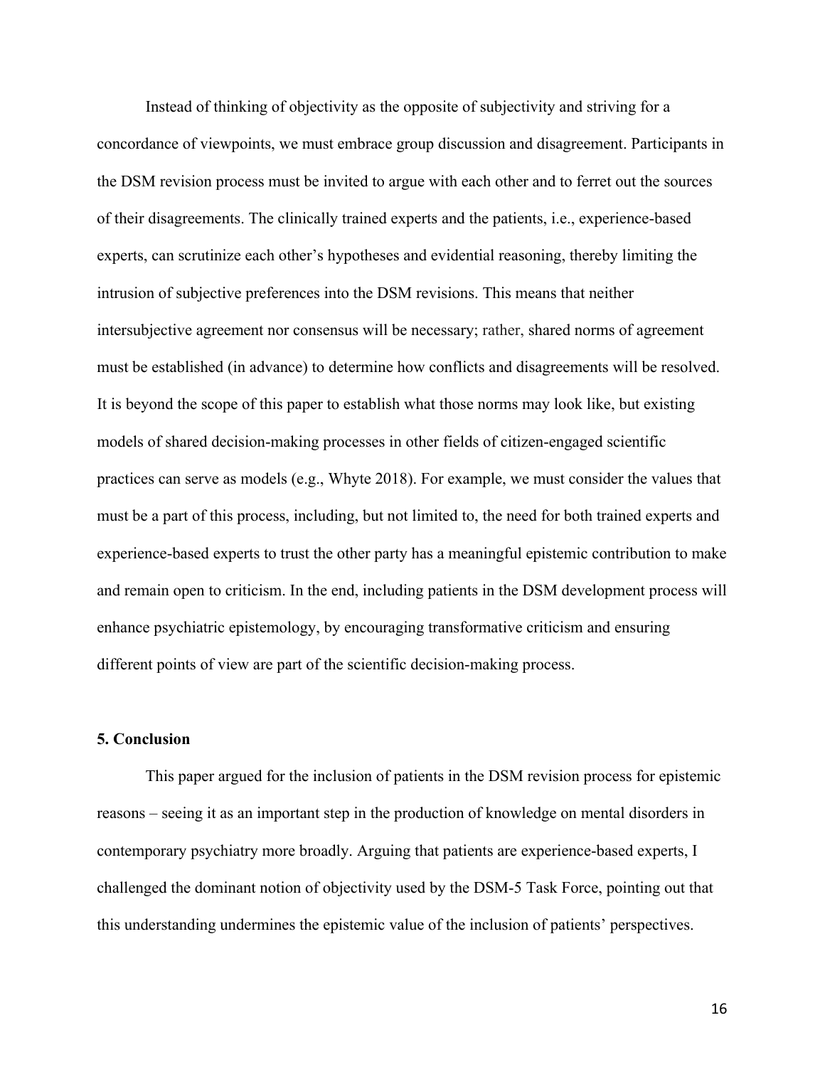Instead of thinking of objectivity as the opposite of subjectivity and striving for a concordance of viewpoints, we must embrace group discussion and disagreement. Participants in the DSM revision process must be invited to argue with each other and to ferret out the sources of their disagreements. The clinically trained experts and the patients, i.e., experience-based experts, can scrutinize each other's hypotheses and evidential reasoning, thereby limiting the intrusion of subjective preferences into the DSM revisions. This means that neither intersubjective agreement nor consensus will be necessary; rather, shared norms of agreement must be established (in advance) to determine how conflicts and disagreements will be resolved. It is beyond the scope of this paper to establish what those norms may look like, but existing models of shared decision-making processes in other fields of citizen-engaged scientific practices can serve as models (e.g., Whyte 2018). For example, we must consider the values that must be a part of this process, including, but not limited to, the need for both trained experts and experience-based experts to trust the other party has a meaningful epistemic contribution to make and remain open to criticism. In the end, including patients in the DSM development process will enhance psychiatric epistemology, by encouraging transformative criticism and ensuring different points of view are part of the scientific decision-making process.

## 5. Conclusion

This paper argued for the inclusion of patients in the DSM revision process for epistemic reasons – seeing it as an important step in the production of knowledge on mental disorders in contemporary psychiatry more broadly. Arguing that patients are experience-based experts, I challenged the dominant notion of objectivity used by the DSM-5 Task Force, pointing out that this understanding undermines the epistemic value of the inclusion of patients' perspectives.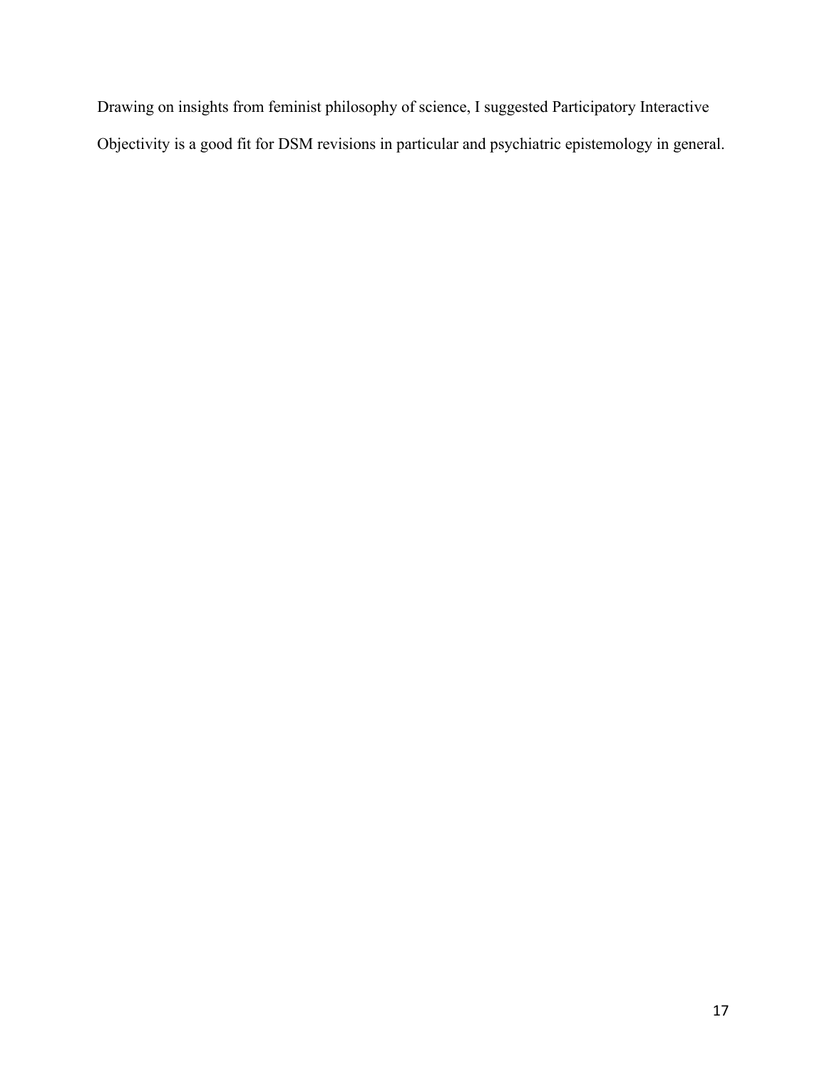Drawing on insights from feminist philosophy of science, I suggested Participatory Interactive Objectivity is a good fit for DSM revisions in particular and psychiatric epistemology in general.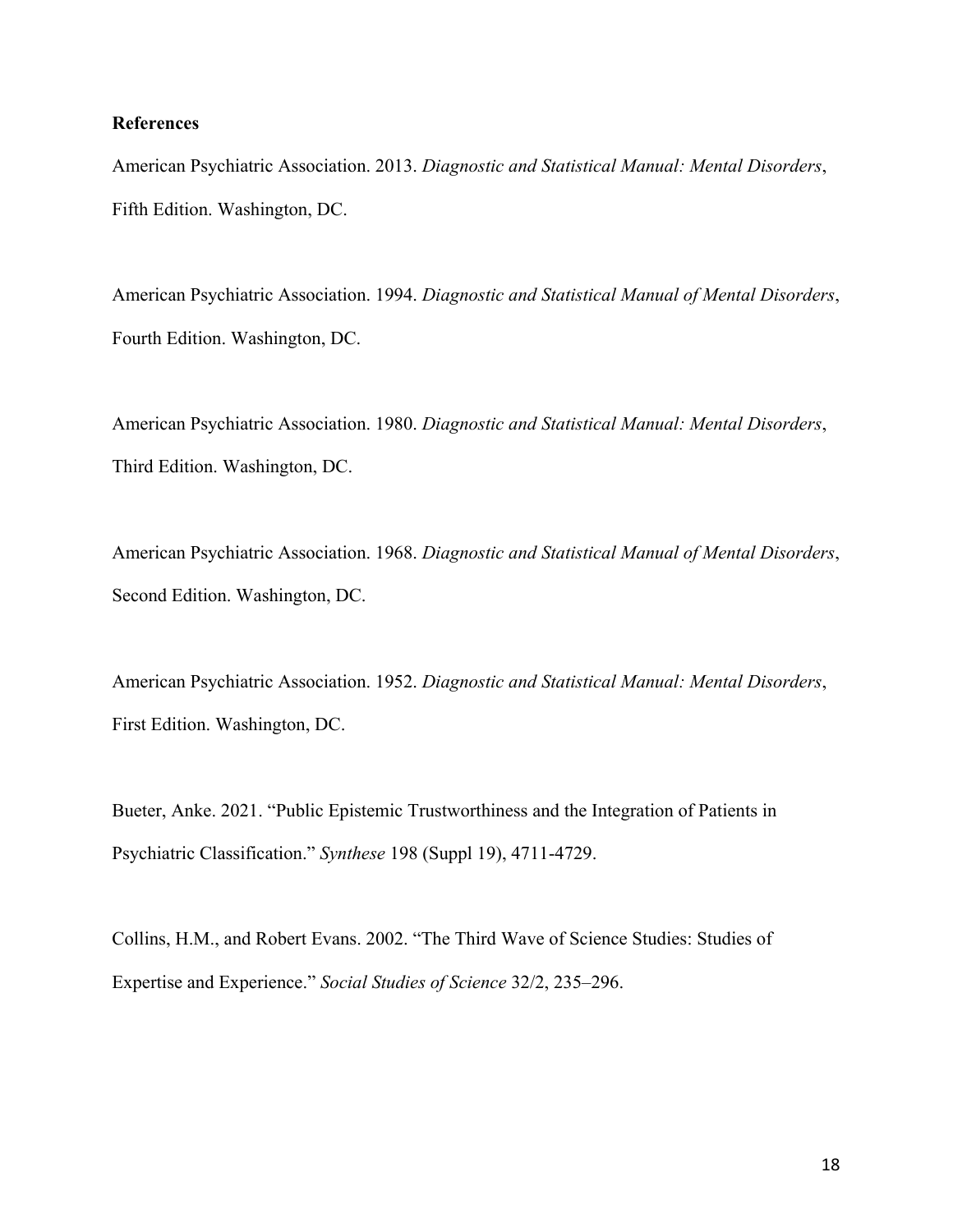**References**

American Psychiatric Association. 2013. *Diagnostic and Statistical Manual: Mental Disorders*, Fifth Edition. Washington, DC.

American Psychiatric Association. 1994. *Diagnostic and Statistical Manual of Mental Disorders*, Fourth Edition. Washington, DC.

American Psychiatric Association. 1980. *Diagnostic and Statistical Manual: Mental Disorders*, Third Edition. Washington, DC.

American Psychiatric Association. 1968. *Diagnostic and Statistical Manual of Mental Disorders*, Second Edition. Washington, DC.

American Psychiatric Association. 1952. *Diagnostic and Statistical Manual: Mental Disorders*, First Edition. Washington, DC.

Bueter, Anke. 2021. "Public Epistemic Trustworthiness and the Integration of Patients in Psychiatric Classification." *Synthese* 198 (Suppl 19), 4711-4729.

Collins, H.M., and Robert Evans. 2002. "The Third Wave of Science Studies: Studies of Expertise and Experience." *Social Studies of Science* 32/2, 235–296.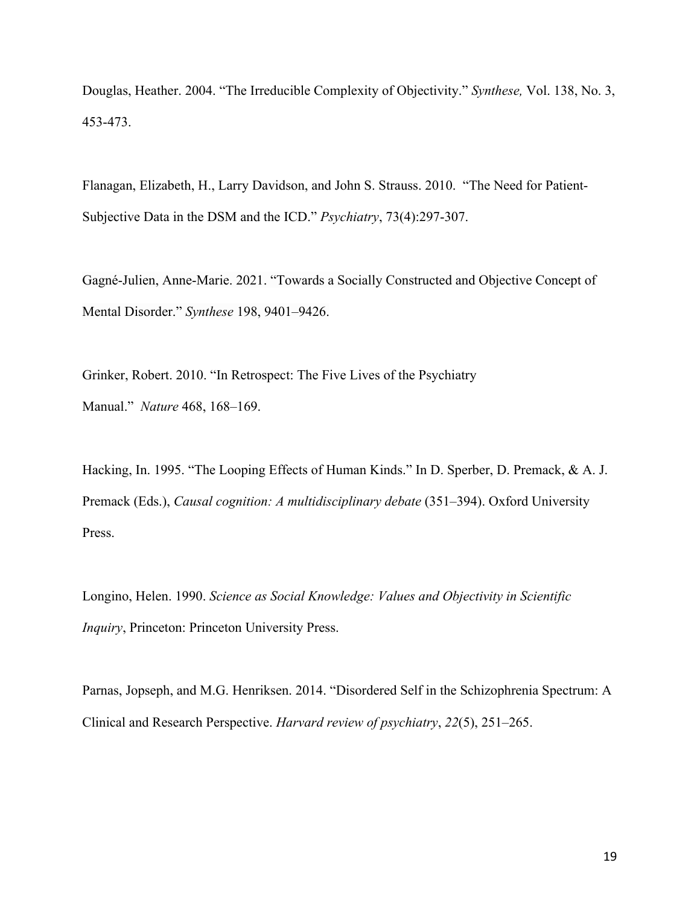Douglas, Heather. 2004. "The Irreducible Complexity of Objectivity." *Synthese,* Vol. 138, No. 3, 453-473.

Flanagan, Elizabeth, H., Larry Davidson, and John S. Strauss. 2010. "The Need for Patient-Subjective Data in the DSM and the ICD." *Psychiatry*, 73(4):297-307.

Gagné-Julien, Anne-Marie. 2021. "Towards a Socially Constructed and Objective Concept of Mental Disorder." *Synthese* 198, 9401–9426.

Grinker, Robert. 2010. "In Retrospect: The Five Lives of the Psychiatry Manual." *Nature* 468, 168–169.

Hacking, In. 1995. "The Looping Effects of Human Kinds." In D. Sperber, D. Premack, & A. J. Premack (Eds.), *Causal cognition: A multidisciplinary debate* (351–394). Oxford University Press.

Longino, Helen. 1990. *Science as Social Knowledge: Values and Objectivity in Scientific Inquiry*, Princeton: Princeton University Press.

Parnas, Jopseph, and M.G. Henriksen. 2014. "Disordered Self in the Schizophrenia Spectrum: A Clinical and Research Perspective. *Harvard review of psychiatry*, *22*(5), 251–265.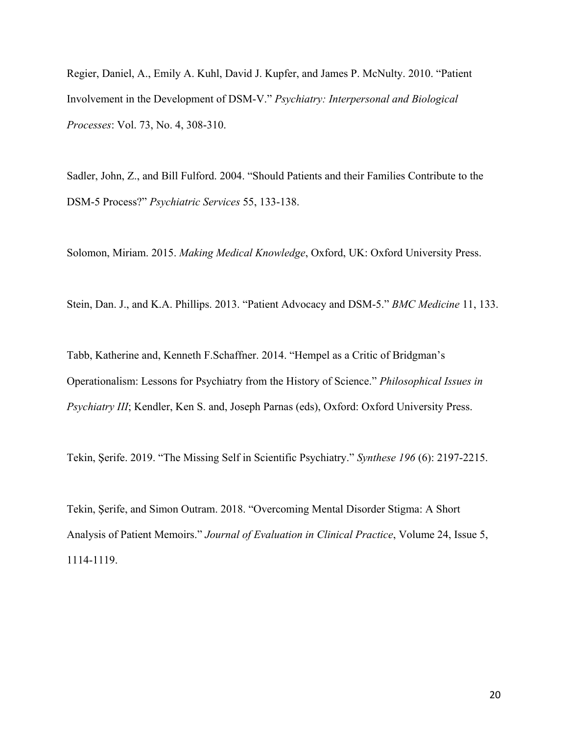Regier, Daniel, A., Emily A. Kuhl, David J. Kupfer, and James P. McNulty. 2010. "Patient Involvement in the Development of DSM-V." *Psychiatry: Interpersonal and Biological Processes*: Vol. 73, No. 4, 308-310.

Sadler, John, Z., and Bill Fulford. 2004. "Should Patients and their Families Contribute to the DSM-5 Process?" *Psychiatric Services* 55, 133-138.

Solomon, Miriam. 2015. *Making Medical Knowledge*, Oxford, UK: Oxford University Press.

Stein, Dan. J., and K.A. Phillips. 2013. "Patient Advocacy and DSM-5." *BMC Medicine* 11, 133.

Tabb, Katherine and, Kenneth F.Schaffner. 2014. "Hempel as a Critic of Bridgman's Operationalism: Lessons for Psychiatry from the History of Science." *Philosophical Issues in Psychiatry III*; Kendler, Ken S. and, Joseph Parnas (eds), Oxford: Oxford University Press.

Tekin, Şerife. 2019. "The Missing Self in Scientific Psychiatry." *Synthese 196* (6): 2197-2215.

Tekin, Şerife, and Simon Outram. 2018. "Overcoming Mental Disorder Stigma: A Short Analysis of Patient Memoirs." *Journal of Evaluation in Clinical Practice*, Volume 24, Issue 5, 1114-1119.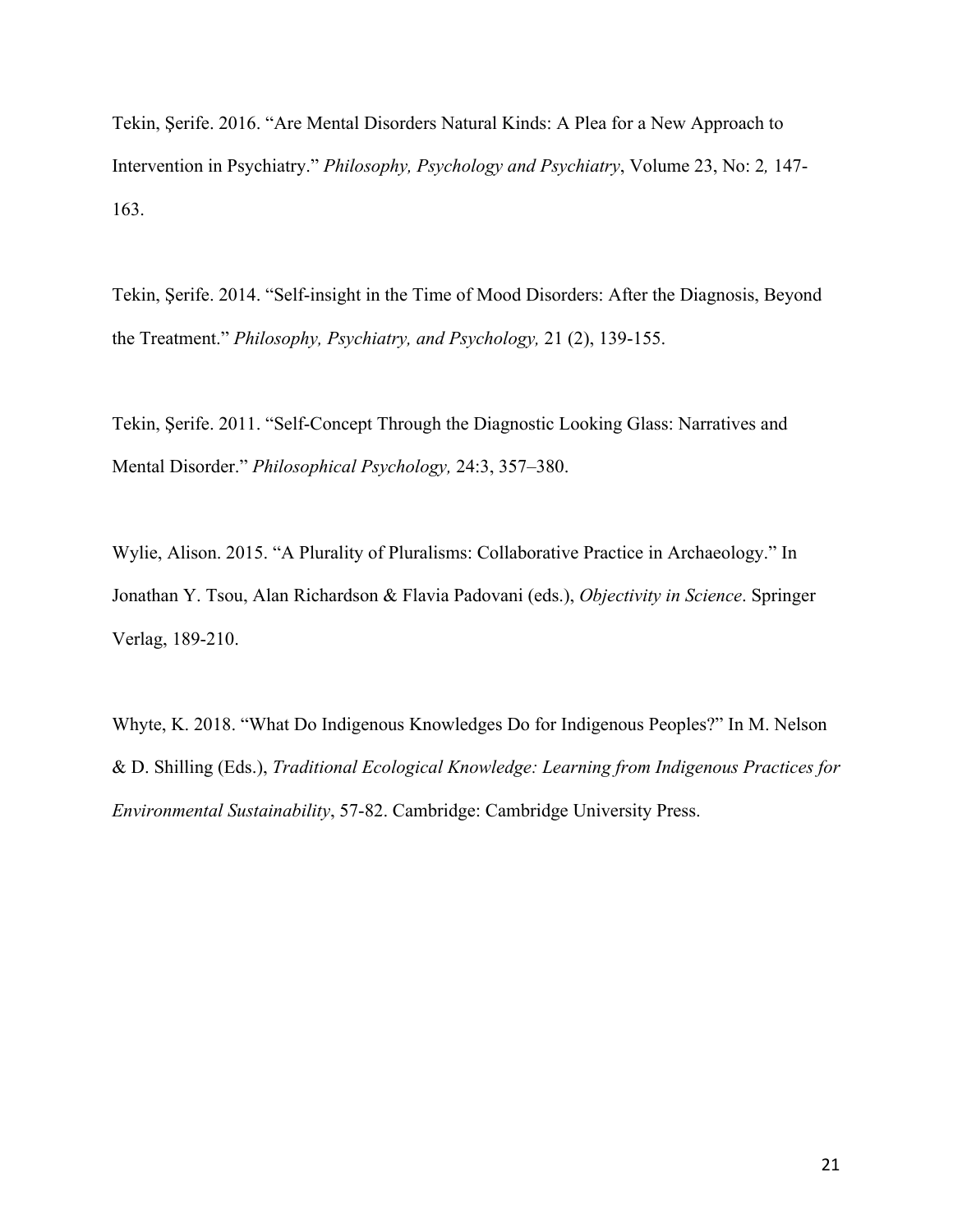Tekin, Şerife. 2016. "Are Mental Disorders Natural Kinds: A Plea for a New Approach to Intervention in Psychiatry." *Philosophy, Psychology and Psychiatry*, Volume 23, No: 2*,* 147-163.

Tekin, Şerife. 2014. "Self-insight in the Time of Mood Disorders: After the Diagnosis, Beyond the Treatment." *Philosophy, Psychiatry, and Psychology,* 21 (2), 139-155.

Tekin, Şerife. 2011. "Self-Concept Through the Diagnostic Looking Glass: Narratives and Mental Disorder." *Philosophical Psychology,* 24:3, 357–380.

Wylie, Alison. 2015. "A Plurality of Pluralisms: Collaborative Practice in Archaeology." In Jonathan Y. Tsou, Alan Richardson & Flavia Padovani (eds.), *Objectivity in Science*. Springer Verlag, 189-210.

Whyte, K. 2018. "What Do Indigenous Knowledges Do for Indigenous Peoples?" In M. Nelson & D. Shilling (Eds.), *Traditional Ecological Knowledge: Learning from Indigenous Practices for Environmental Sustainability*, 57-82. Cambridge: Cambridge University Press.